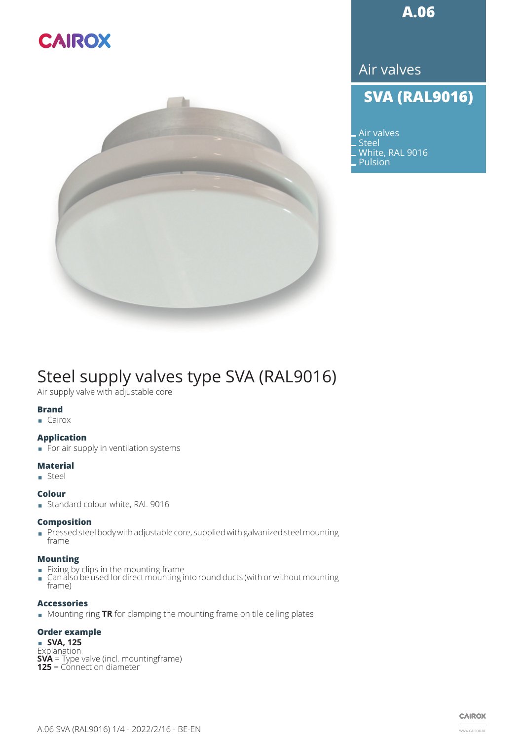CAIROX

**A.06**

Air valves

## SVA (RAL9016)

- Air valves
- Steel
- White, RAL 9016
- Pulsion

# Steel supply valves type SVA (RAL9016)

Air supply valve with adjustable core

### Brand

- Cairox

### Application

- For air supply in ventilation systems

### Material

- Steel

### Colour

- Standard colour white, RAL 9016

### Composition

- Pressed steel body with adjustable core, supplied with galvanized steel mounting frame

### Mounting

- Fixing by clips in the mounting frame
- Can also be used for direct mounting into round ducts (with or without mounting frame)

### Accessories

- Mounting ring **TR** for clamping the mounting frame on tile ceiling plates

### Order example

- **SVA, 125**

Explanation
**SVA** = Type valve (incl. mountingframe)
**125** = Connection diameter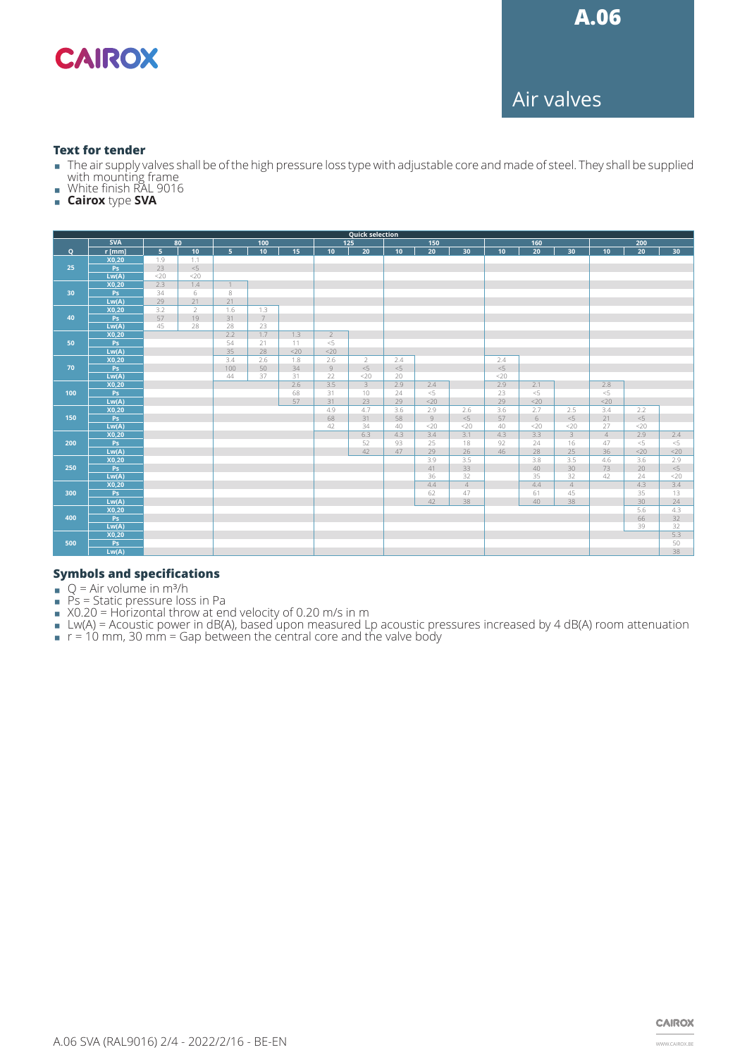### Text for tender

- The air supply valves shall be of the high pressure loss type with adjustable core and made of steel. They shall be supplied with mounting frame
- White finish RAL 9016
- **Cairox** type **SVA**

| Quick selection | | | | | | | | | | | | | | | | | |
|---|---|---|---|---|---|---|---|---|---|---|---|---|---|---|---|---|---|
| | SVA | 80 | | 100 | | | 125 | | 150 | | | 160 | | | 200 | | |
| Q | r [mm] | 5 | 10 | 5 | 10 | 15 | 10 | 20 | 10 | 20 | 30 | 10 | 20 | 30 | 10 | 20 | 30 |
| 25 | X0,20 | 1.9 | 1.1 | | | | | | | | | | | | | | |
| | Ps | 23 | <5 | | | | | | | | | | | | | | |
| | Lw(A) | <20 | <20 | | | | | | | | | | | | | | |
| 30 | X0,20 | 2.3 | 1.4 | 1 | | | | | | | | | | | | | |
| | Ps | 34 | 6 | 8 | | | | | | | | | | | | | |
| | Lw(A) | 29 | 21 | 21 | | | | | | | | | | | | | |
| 40 | X0,20 | 3.2 | 2 | 1.6 | 1.3 | | | | | | | | | | | | |
| | Ps | 57 | 19 | 31 | 7 | | | | | | | | | | | | |
| | Lw(A) | 45 | 28 | 28 | 23 | | | | | | | | | | | | |
| 50 | X0,20 | | | 2.2 | 1.7 | 1.3 | 2 | | | | | | | | | | |
| | Ps | | | 54 | 21 | 11 | <5 | | | | | | | | | | |
| | Lw(A) | | | 35 | 28 | <20 | <20 | | | | | | | | | | |
| 70 | X0,20 | | | 3.4 | 2.6 | 1.8 | 2.6 | 2 | 2.4 | | | 2.4 | | | | | |
| | Ps | | | 100 | 50 | 34 | 9 | <5 | <5 | | | <5 | | | | | |
| | Lw(A) | | | 44 | 37 | 31 | 22 | <20 | 20 | | | <20 | | | | | |
| 100 | X0,20 | | | | | 2.6 | 3.5 | 3 | 2.9 | 2.4 | | 2.9 | 2.1 | | 2.8 | | |
| | Ps | | | | | 68 | 31 | 10 | 24 | <5 | | 23 | <5 | | <5 | | |
| | Lw(A) | | | | | 57 | 31 | 23 | 29 | <20 | | 29 | <20 | | <20 | | |
| 150 | X0,20 | | | | | | 4.9 | 4.7 | 3.6 | 2.9 | 2.6 | 3.6 | 2.7 | 2.5 | 3.4 | 2.2 | |
| | Ps | | | | | | 68 | 31 | 58 | 9 | <5 | 57 | 6 | <5 | 21 | <5 | |
| | Lw(A) | | | | | | 42 | 34 | 40 | <20 | <20 | 40 | <20 | <20 | 27 | <20 | |
| 200 | X0,20 | | | | | | | 6.3 | 4.3 | 3.4 | 3.1 | 4.3 | 3.3 | 3 | 4 | 2.9 | 2.4 |
| | Ps | | | | | | | 52 | 93 | 25 | 18 | 92 | 24 | 16 | 47 | <5 | <5 |
| | Lw(A) | | | | | | | 42 | 47 | 29 | 26 | 46 | 28 | 25 | 36 | <20 | <20 |
| 250 | X0,20 | | | | | | | | | 3.9 | 3.5 | | 3.8 | 3.5 | 4.6 | 3.6 | 2.9 |
| | Ps | | | | | | | | | 41 | 33 | | 40 | 30 | 73 | 20 | <5 |
| | Lw(A) | | | | | | | | | 36 | 32 | | 35 | 32 | 42 | 24 | <20 |
| 300 | X0,20 | | | | | | | | | 4.4 | 4 | | 4.4 | 4 | | 4.3 | 3.4 |
| | Ps | | | | | | | | | 62 | 47 | | 61 | 45 | | 35 | 13 |
| | Lw(A) | | | | | | | | | 42 | 38 | | 40 | 38 | | 30 | 24 |
| 400 | X0,20 | | | | | | | | | | | | | | | 5.6 | 4.3 |
| | Ps | | | | | | | | | | | | | | | 66 | 32 |
| | Lw(A) | | | | | | | | | | | | | | | 39 | 32 |
| 500 | X0,20 | | | | | | | | | | | | | | | | 5.3 |
| | Ps | | | | | | | | | | | | | | | | 50 |
| | Lw(A) | | | | | | | | | | | | | | | | 38 |

### Symbols and specifications

- Q = Air volume in m³/h
- Ps = Static pressure loss in Pa
- X0.20 = Horizontal throw at end velocity of 0.20 m/s in m
- Lw(A) = Acoustic power in dB(A), based upon measured Lp acoustic pressures increased by 4 dB(A) room attenuation
- r = 10 mm, 30 mm = Gap between the central core and the valve body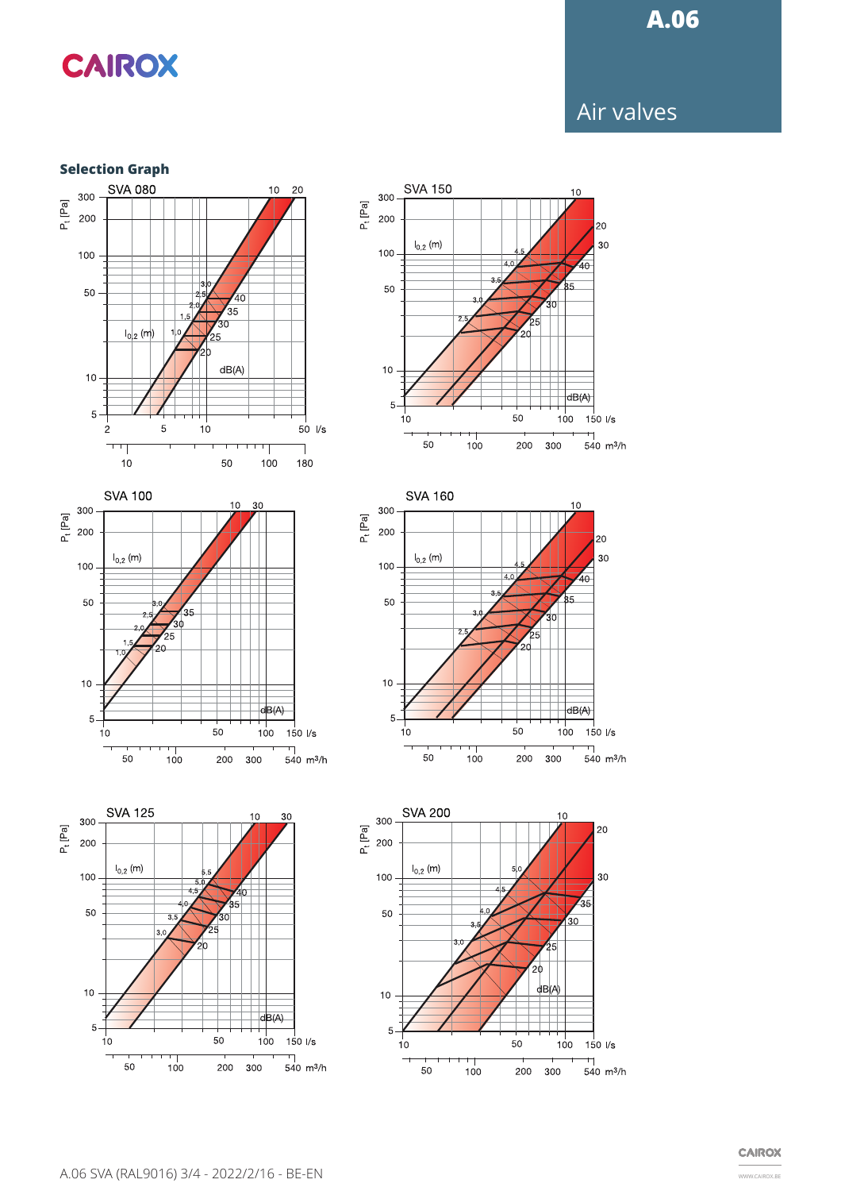# A.06

## Air valves

### Selection Graph

SVA 080

$P_t$ [Pa]

300, 200, 100, 50, 10, 5

10 20

3,0 2,5 2,0 1,5 1,0

$l_{0,2}$ (m)

40 35 30 25 20

dB(A)

2 5 10 50 l/s

10 50 100 180

SVA 150

$P_t$ [Pa]

$l_{0,2}$ (m)

4,5 4,0 3,5 3,0 2,5

10 20 30 40 35 30 25 20

dB(A)

10 50 100 150 l/s

50 100 200 300 540 m³/h

SVA 100

$P_t$ [Pa]

$l_{0,2}$ (m)

3,0 2,5 2,0 1,5 1,0

10 30 35 30 25 20

dB(A)

10 50 100 150 l/s

50 100 200 300 540 m³/h

SVA 160

$P_t$ [Pa]

$l_{0,2}$ (m)

4,5 4,0 3,5 3,0 2,5

10 20 30 40 35 30 25 20

dB(A)

10 50 100 150 l/s

50 100 200 300 540 m³/h

SVA 125

$P_t$ [Pa]

$l_{0,2}$ (m)

5,5 5,0 4,5 4,0 3,5 3,0

10 30 40 35 30 25 20

dB(A)

10 50 100 150 l/s

50 100 200 300 540 m³/h

SVA 200

$P_t$ [Pa]

$l_{0,2}$ (m)

5,0 4,5 4,0 3,5 3,0

10 20 30 35 30 25 20

dB(A)

10 50 100 150 l/s

50 100 200 300 540 m³/h

A.06 SVA (RAL9016) 3/4 - 2022/2/16 - BE-EN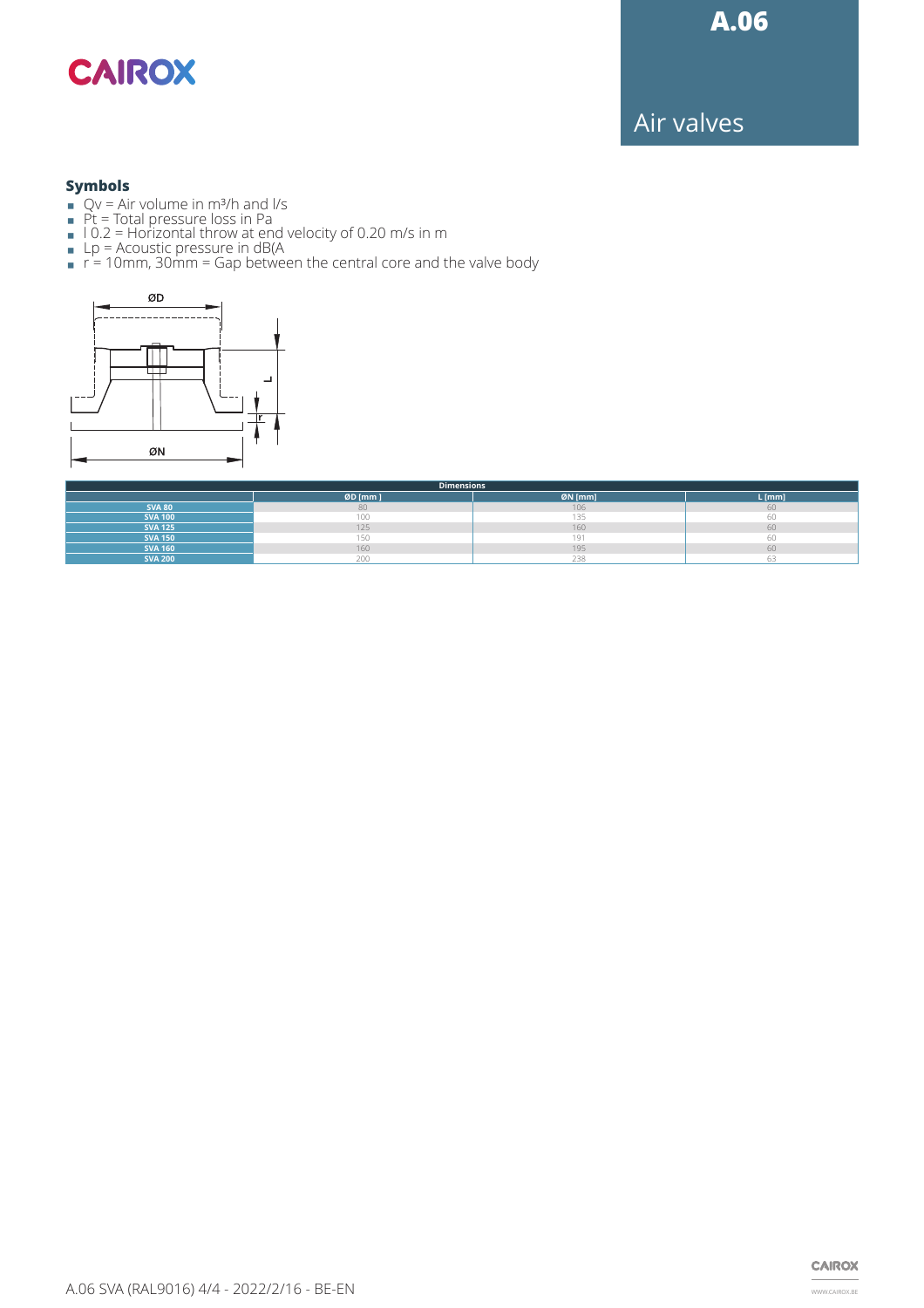# A.06

## Air valves

### Symbols

- $Q_v$ = Air volume in m³/h and l/s
- $P_t$ = Total pressure loss in Pa
- l 0.2 = Horizontal throw at end velocity of 0.20 m/s in m
- Lp = Acoustic pressure in dB(A
- r = 10mm, 30mm = Gap between the central core and the valve body

ØD

L

r

ØN

| Dimensions | | | |
|---|---|---|---|
| | ØD [mm ] | ØN [mm] | L [mm] |
| SVA 80 | 80 | 106 | 60 |
| SVA 100 | 100 | 135 | 60 |
| SVA 125 | 125 | 160 | 60 |
| SVA 150 | 150 | 191 | 60 |
| SVA 160 | 160 | 195 | 60 |
| SVA 200 | 200 | 238 | 63 |